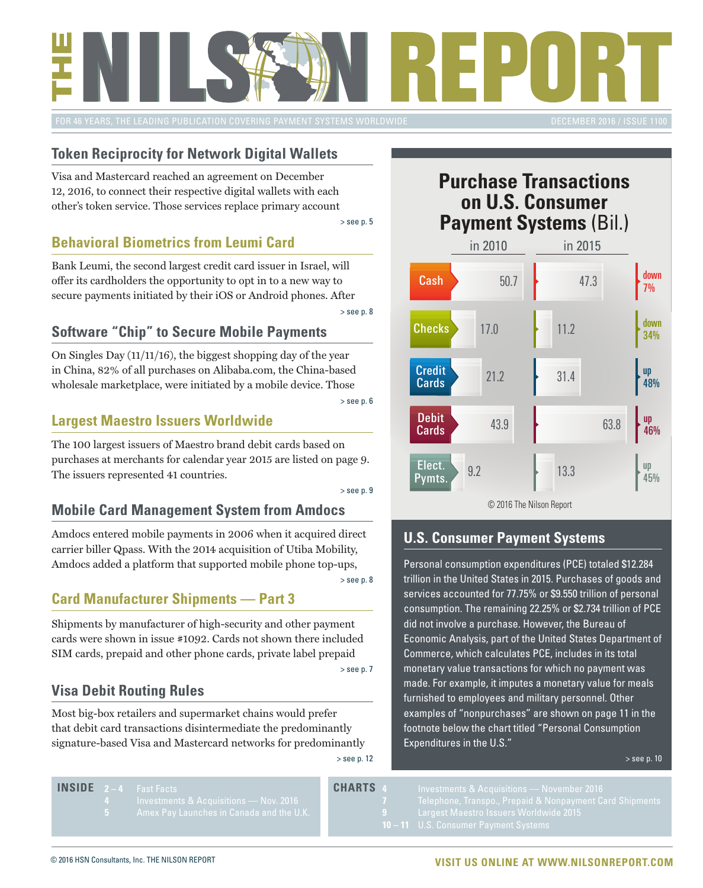# THE NILSON REPORT

FOR 46 YEARS, THE LEADING PUBLICATION COVERING PAYMENT SYSTEMS WORLDWIDE

DECEMBER 2016 / ISSUE 1100

## Token Reciprocity for Network Digital Wallets

Visa and Mastercard reached an agreement on December 12, 2016, to connect their respective digital wallets with each other's token service. Those services replace primary account

> see p. 5

## Behavioral Biometrics from Leumi Card

Bank Leumi, the second largest credit card issuer in Israel, will offer its cardholders the opportunity to opt in to a new way to secure payments initiated by their iOS or Android phones. After

> see p. 8

## Software "Chip" to Secure Mobile Payments

On Singles Day (11/11/16), the biggest shopping day of the year in China, 82% of all purchases on Alibaba.com, the China-based wholesale marketplace, were initiated by a mobile device. Those

> see p. 6

## Largest Maestro Issuers Worldwide

The 100 largest issuers of Maestro brand debit cards based on purchases at merchants for calendar year 2015 are listed on page 9. The issuers represented 41 countries.

> see p. 9

## Mobile Card Management System from Amdocs

Amdocs entered mobile payments in 2006 when it acquired direct carrier biller Qpass. With the 2014 acquisition of Utiba Mobility, Amdocs added a platform that supported mobile phone top-ups,

> see p. 8

## Card Manufacturer Shipments — Part 3

Shipments by manufacturer of high-security and other payment cards were shown in issue #1092. Cards not shown there included SIM cards, prepaid and other phone cards, private label prepaid

> see p. 7

## Visa Debit Routing Rules

Most big-box retailers and supermarket chains would prefer that debit card transactions disintermediate the predominantly signature-based Visa and Mastercard networks for predominantly

> see p. 12

## Purchase Transactions on U.S. Consumer Payment Systems (Bil.)

| | in 2010 | in 2015 | |
|---|---|---|---|
| Cash | 50.7 | 47.3 | down 7% |
| Checks | 17.0 | 11.2 | down 34% |
| Credit Cards | 21.2 | 31.4 | up 48% |
| Debit Cards | 43.9 | 63.8 | up 46% |
| Elect. Pymts. | 9.2 | 13.3 | up 45% |

© 2016 The Nilson Report

## U.S. Consumer Payment Systems

Personal consumption expenditures (PCE) totaled $12.284 trillion in the United States in 2015. Purchases of goods and services accounted for 77.75% or $9.550 trillion of personal consumption. The remaining 22.25% or $2.734 trillion of PCE did not involve a purchase. However, the Bureau of Economic Analysis, part of the United States Department of Commerce, which calculates PCE, includes in its total monetary value transactions for which no payment was made. For example, it imputes a monetary value for meals furnished to employees and military personnel. Other examples of "nonpurchases" are shown on page 11 in the footnote below the chart titled "Personal Consumption Expenditures in the U.S."

> see p. 10

**INSIDE**

- 2 – 4 Fast Facts
- 4 Investments & Acquisitions — Nov. 2016
- 5 Amex Pay Launches in Canada and the U.K.

**CHARTS**

- 4 Investments & Acquisitions — November 2016
- 7 Telephone, Transpo., Prepaid & Nonpayment Card Shipments
- 9 Largest Maestro Issuers Worldwide 2015
- 10 – 11 U.S. Consumer Payment Systems

© 2016 HSN Consultants, Inc. THE NILSON REPORT

VISIT US ONLINE AT WWW.NILSONREPORT.COM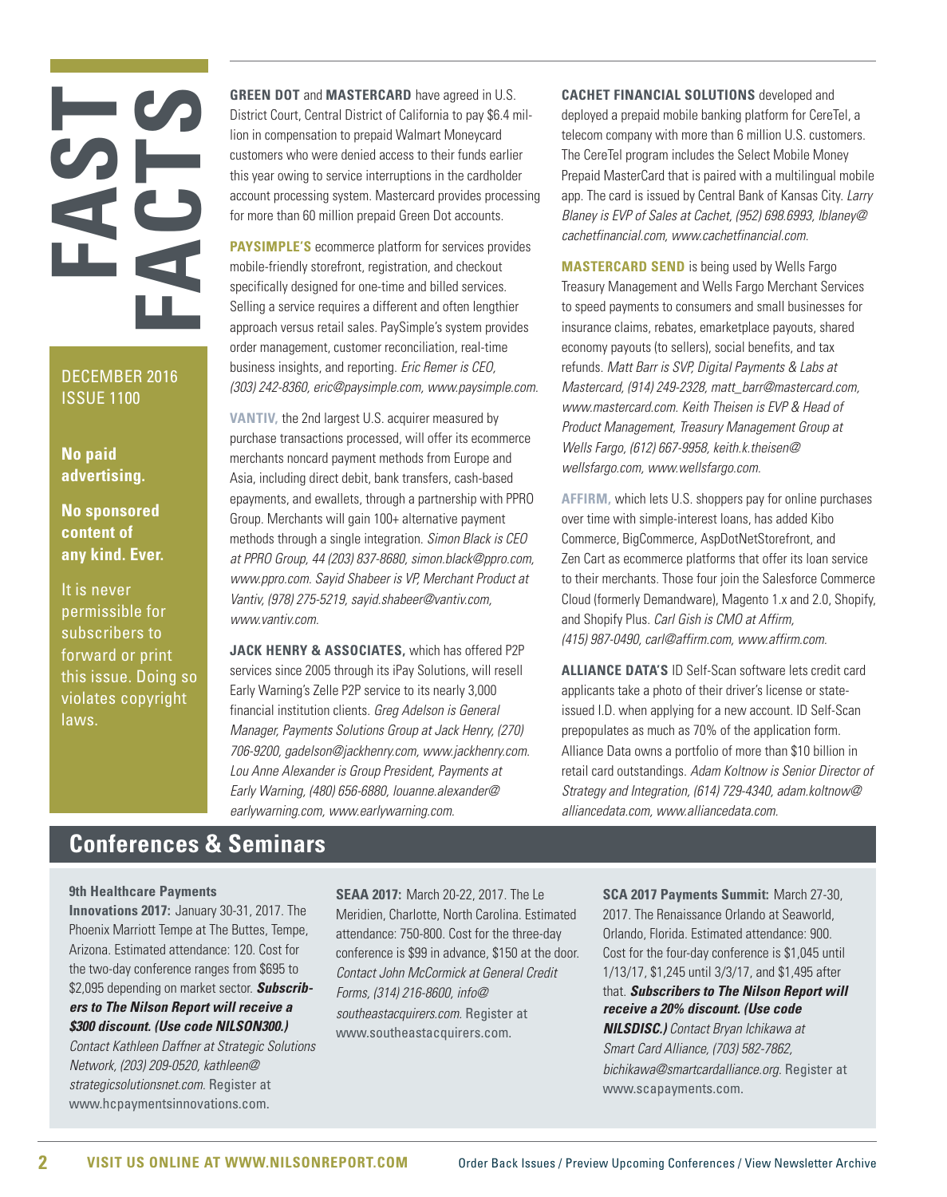# FAST FACTS

DECEMBER 2016
ISSUE 1100

**No paid advertising.**

**No sponsored content of any kind. Ever.**

It is never permissible for subscribers to forward or print this issue. Doing so violates copyright laws.

**GREEN DOT** and **MASTERCARD** have agreed in U.S. District Court, Central District of California to pay $6.4 million in compensation to prepaid Walmart Moneycard customers who were denied access to their funds earlier this year owing to service interruptions in the cardholder account processing system. Mastercard provides processing for more than 60 million prepaid Green Dot accounts.

**PAYSIMPLE'S** ecommerce platform for services provides mobile-friendly storefront, registration, and checkout specifically designed for one-time and billed services. Selling a service requires a different and often lengthier approach versus retail sales. PaySimple's system provides order management, customer reconciliation, real-time business insights, and reporting. *Eric Remer is CEO, (303) 242-8360, eric@paysimple.com, www.paysimple.com.*

**VANTIV,** the 2nd largest U.S. acquirer measured by purchase transactions processed, will offer its ecommerce merchants noncard payment methods from Europe and Asia, including direct debit, bank transfers, cash-based epayments, and ewallets, through a partnership with PPRO Group. Merchants will gain 100+ alternative payment methods through a single integration. *Simon Black is CEO at PPRO Group, 44 (203) 837-8680, simon.black@ppro.com, www.ppro.com. Sayid Shabeer is VP, Merchant Product at Vantiv, (978) 275-5219, sayid.shabeer@vantiv.com, www.vantiv.com.*

**JACK HENRY & ASSOCIATES,** which has offered P2P services since 2005 through its iPay Solutions, will resell Early Warning's Zelle P2P service to its nearly 3,000 financial institution clients. *Greg Adelson is General Manager, Payments Solutions Group at Jack Henry, (270) 706-9200, gadelson@jackhenry.com, www.jackhenry.com. Lou Anne Alexander is Group President, Payments at Early Warning, (480) 656-6880, louanne.alexander@earlywarning.com, www.earlywarning.com.*

**CACHET FINANCIAL SOLUTIONS** developed and deployed a prepaid mobile banking platform for CereTel, a telecom company with more than 6 million U.S. customers. The CereTel program includes the Select Mobile Money Prepaid MasterCard that is paired with a multilingual mobile app. The card is issued by Central Bank of Kansas City. *Larry Blaney is EVP of Sales at Cachet, (952) 698.6993, lblaney@cachetfinancial.com, www.cachetfinancial.com.*

**MASTERCARD SEND** is being used by Wells Fargo Treasury Management and Wells Fargo Merchant Services to speed payments to consumers and small businesses for insurance claims, rebates, emarketplace payouts, shared economy payouts (to sellers), social benefits, and tax refunds. *Matt Barr is SVP, Digital Payments & Labs at Mastercard, (914) 249-2328, matt_barr@mastercard.com, www.mastercard.com. Keith Theisen is EVP & Head of Product Management, Treasury Management Group at Wells Fargo, (612) 667-9958, keith.k.theisen@wellsfargo.com, www.wellsfargo.com.*

**AFFIRM,** which lets U.S. shoppers pay for online purchases over time with simple-interest loans, has added Kibo Commerce, BigCommerce, AspDotNetStorefront, and Zen Cart as ecommerce platforms that offer its loan service to their merchants. Those four join the Salesforce Commerce Cloud (formerly Demandware), Magento 1.x and 2.0, Shopify, and Shopify Plus. *Carl Gish is CMO at Affirm, (415) 987-0490, carl@affirm.com, www.affirm.com.*

**ALLIANCE DATA'S** ID Self-Scan software lets credit card applicants take a photo of their driver's license or state-issued I.D. when applying for a new account. ID Self-Scan prepopulates as much as 70% of the application form. Alliance Data owns a portfolio of more than $10 billion in retail card outstandings. *Adam Koltnow is Senior Director of Strategy and Integration, (614) 729-4340, adam.koltnow@alliancedata.com, www.alliancedata.com.*

## Conferences & Seminars

**9th Healthcare Payments Innovations 2017:** January 30-31, 2017. The Phoenix Marriott Tempe at The Buttes, Tempe, Arizona. Estimated attendance: 120. Cost for the two-day conference ranges from $695 to $2,095 depending on market sector. ***Subscribers to The Nilson Report will receive a $300 discount. (Use code NILSON300.)*** *Contact Kathleen Daffner at Strategic Solutions Network, (203) 209-0520, kathleen@strategicsolutionsnet.com.* Register at www.hcpaymentsinnovations.com.

**SEAA 2017:** March 20-22, 2017. The Le Meridien, Charlotte, North Carolina. Estimated attendance: 750-800. Cost for the three-day conference is $99 in advance, $150 at the door. *Contact John McCormick at General Credit Forms, (314) 216-8600, info@southeastacquirers.com.* Register at www.southeastacquirers.com.

**SCA 2017 Payments Summit:** March 27-30, 2017. The Renaissance Orlando at Seaworld, Orlando, Florida. Estimated attendance: 900. Cost for the four-day conference is $1,045 until 1/13/17, $1,245 until 3/3/17, and $1,495 after that. ***Subscribers to The Nilson Report will receive a 20% discount. (Use code NILSDISC.)*** *Contact Bryan Ichikawa at Smart Card Alliance, (703) 582-7862, bichikawa@smartcardalliance.org.* Register at www.scapayments.com.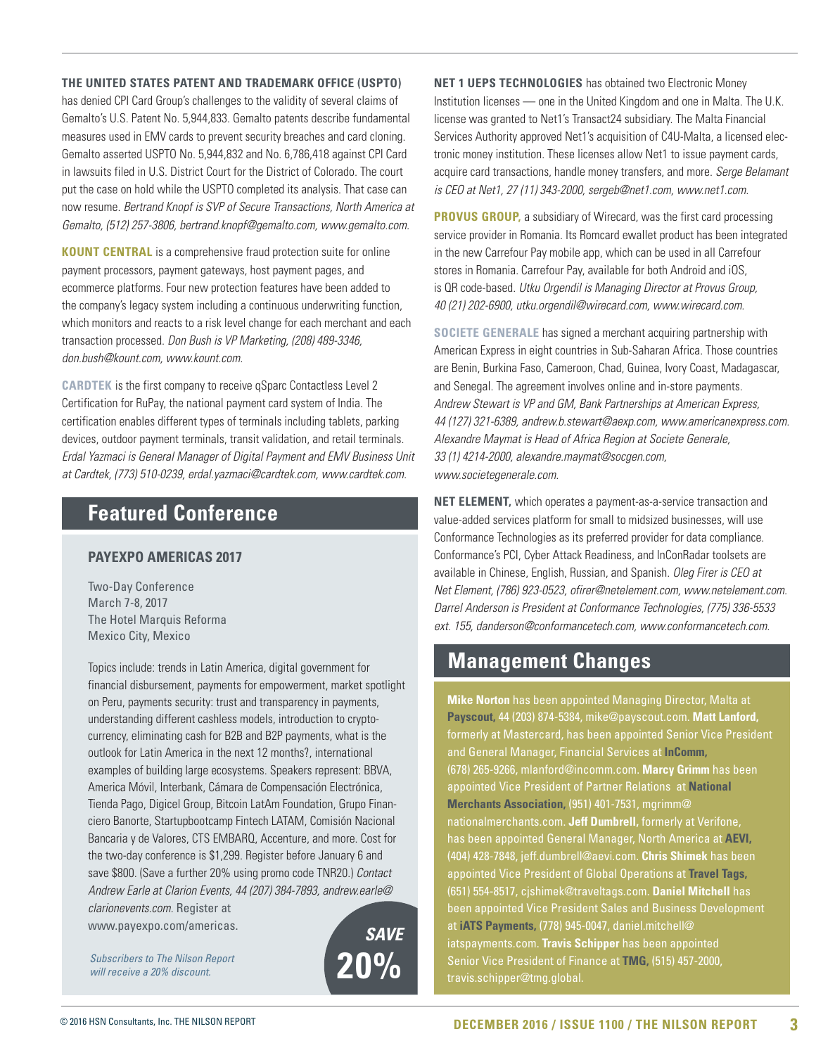**THE UNITED STATES PATENT AND TRADEMARK OFFICE (USPTO)** has denied CPI Card Group's challenges to the validity of several claims of Gemalto's U.S. Patent No. 5,944,833. Gemalto patents describe fundamental measures used in EMV cards to prevent security breaches and card cloning. Gemalto asserted USPTO No. 5,944,832 and No. 6,786,418 against CPI Card in lawsuits filed in U.S. District Court for the District of Colorado. The court put the case on hold while the USPTO completed its analysis. That case can now resume. *Bertrand Knopf is SVP of Secure Transactions, North America at Gemalto, (512) 257-3806, bertrand.knopf@gemalto.com, www.gemalto.com.*

**KOUNT CENTRAL** is a comprehensive fraud protection suite for online payment processors, payment gateways, host payment pages, and ecommerce platforms. Four new protection features have been added to the company's legacy system including a continuous underwriting function, which monitors and reacts to a risk level change for each merchant and each transaction processed. *Don Bush is VP Marketing, (208) 489-3346, don.bush@kount.com, www.kount.com.*

**CARDTEK** is the first company to receive qSparc Contactless Level 2 Certification for RuPay, the national payment card system of India. The certification enables different types of terminals including tablets, parking devices, outdoor payment terminals, transit validation, and retail terminals. *Erdal Yazmaci is General Manager of Digital Payment and EMV Business Unit at Cardtek, (773) 510-0239, erdal.yazmaci@cardtek.com, www.cardtek.com.*

## Featured Conference

### PAYEXPO AMERICAS 2017

Two-Day Conference
March 7-8, 2017
The Hotel Marquis Reforma
Mexico City, Mexico

Topics include: trends in Latin America, digital government for financial disbursement, payments for empowerment, market spotlight on Peru, payments security: trust and transparency in payments, understanding different cashless models, introduction to crypto-currency, eliminating cash for B2B and B2P payments, what is the outlook for Latin America in the next 12 months?, international examples of building large ecosystems. Speakers represent: BBVA, America Móvil, Interbank, Cámara de Compensación Electrónica, Tienda Pago, Digicel Group, Bitcoin LatAm Foundation, Grupo Financiero Banorte, Startupbootcamp Fintech LATAM, Comisión Nacional Bancaria y de Valores, CTS EMBARQ, Accenture, and more. Cost for the two-day conference is $1,299. Register before January 6 and save $800. (Save a further 20% using promo code TNR20.) *Contact Andrew Earle at Clarion Events, 44 (207) 384-7893, andrew.earle@clarionevents.com.* Register at www.payexpo.com/americas.

*Subscribers to The Nilson Report will receive a 20% discount.*

**SAVE 20%**

**NET 1 UEPS TECHNOLOGIES** has obtained two Electronic Money Institution licenses — one in the United Kingdom and one in Malta. The U.K. license was granted to Net1's Transact24 subsidiary. The Malta Financial Services Authority approved Net1's acquisition of C4U-Malta, a licensed electronic money institution. These licenses allow Net1 to issue payment cards, acquire card transactions, handle money transfers, and more. *Serge Belamant is CEO at Net1, 27 (11) 343-2000, sergeb@net1.com, www.net1.com.*

**PROVUS GROUP,** a subsidiary of Wirecard, was the first card processing service provider in Romania. Its Romcard ewallet product has been integrated in the new Carrefour Pay mobile app, which can be used in all Carrefour stores in Romania. Carrefour Pay, available for both Android and iOS, is QR code-based. *Utku Orgendil is Managing Director at Provus Group, 40 (21) 202-6900, utku.orgendil@wirecard.com, www.wirecard.com.*

**SOCIETE GENERALE** has signed a merchant acquiring partnership with American Express in eight countries in Sub-Saharan Africa. Those countries are Benin, Burkina Faso, Cameroon, Chad, Guinea, Ivory Coast, Madagascar, and Senegal. The agreement involves online and in-store payments. *Andrew Stewart is VP and GM, Bank Partnerships at American Express, 44 (127) 321-6389, andrew.b.stewart@aexp.com, www.americanexpress.com. Alexandre Maymat is Head of Africa Region at Societe Generale, 33 (1) 4214-2000, alexandre.maymat@socgen.com, www.societegenerale.com.*

**NET ELEMENT,** which operates a payment-as-a-service transaction and value-added services platform for small to midsized businesses, will use Conformance Technologies as its preferred provider for data compliance. Conformance's PCI, Cyber Attack Readiness, and InConRadar toolsets are available in Chinese, English, Russian, and Spanish. *Oleg Firer is CEO at Net Element, (786) 923-0523, ofirer@netelement.com, www.netelement.com. Darrel Anderson is President at Conformance Technologies, (775) 336-5533 ext. 155, danderson@conformancetech.com, www.conformancetech.com.*

## Management Changes

**Mike Norton** has been appointed Managing Director, Malta at **Payscout,** 44 (203) 874-5384, mike@payscout.com. **Matt Lanford,** formerly at Mastercard, has been appointed Senior Vice President and General Manager, Financial Services at **InComm,** (678) 265-9266, mlanford@incomm.com. **Marcy Grimm** has been appointed Vice President of Partner Relations at **National Merchants Association,** (951) 401-7531, mgrimm@nationalmerchants.com. **Jeff Dumbrell,** formerly at Verifone, has been appointed General Manager, North America at **AEVI,** (404) 428-7848, jeff.dumbrell@aevi.com. **Chris Shimek** has been appointed Vice President of Global Operations at **Travel Tags,** (651) 554-8517, cjshimek@traveltags.com. **Daniel Mitchell** has been appointed Vice President Sales and Business Development at **iATS Payments,** (778) 945-0047, daniel.mitchell@iatspayments.com. **Travis Schipper** has been appointed Senior Vice President of Finance at **TMG,** (515) 457-2000, travis.schipper@tmg.global.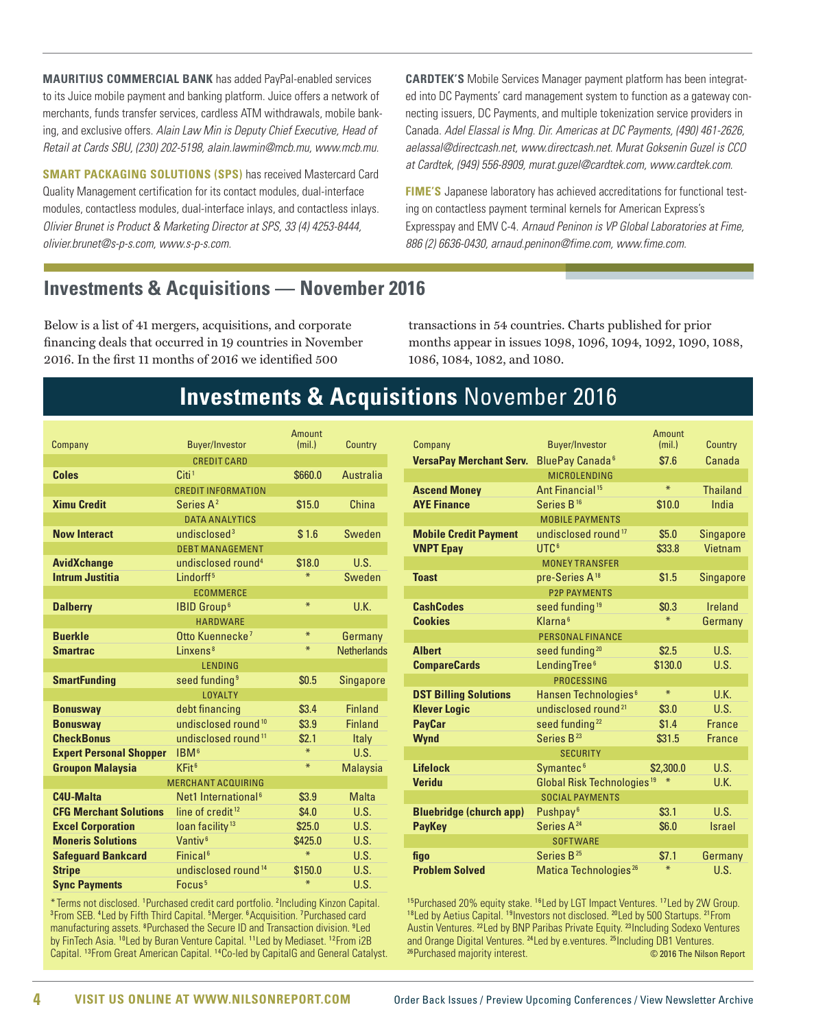**MAURITIUS COMMERCIAL BANK** has added PayPal-enabled services to its Juice mobile payment and banking platform. Juice offers a network of merchants, funds transfer services, cardless ATM withdrawals, mobile banking, and exclusive offers. *Alain Law Min is Deputy Chief Executive, Head of Retail at Cards SBU, (230) 202-5198, alain.lawmin@mcb.mu, www.mcb.mu.*

**SMART PACKAGING SOLUTIONS (SPS)** has received Mastercard Card Quality Management certification for its contact modules, dual-interface modules, contactless modules, dual-interface inlays, and contactless inlays. *Olivier Brunet is Product & Marketing Director at SPS, 33 (4) 4253-8444, olivier.brunet@s-p-s.com, www.s-p-s.com.*

**CARDTEK'S** Mobile Services Manager payment platform has been integrated into DC Payments' card management system to function as a gateway connecting issuers, DC Payments, and multiple tokenization service providers in Canada. *Adel Elassal is Mng. Dir. Americas at DC Payments, (490) 461-2626, aelassal@directcash.net, www.directcash.net. Murat Goksenin Guzel is CCO at Cardtek, (949) 556-8909, murat.guzel@cardtek.com, www.cardtek.com.*

**FIME'S** Japanese laboratory has achieved accreditations for functional testing on contactless payment terminal kernels for American Express's Expresspay and EMV C-4. *Arnaud Peninon is VP Global Laboratories at Fime, 886 (2) 6636-0430, arnaud.peninon@fime.com, www.fime.com.*

## Investments & Acquisitions — November 2016

Below is a list of 41 mergers, acquisitions, and corporate financing deals that occurred in 19 countries in November 2016. In the first 11 months of 2016 we identified 500 transactions in 54 countries. Charts published for prior months appear in issues 1098, 1096, 1094, 1092, 1090, 1088, 1086, 1084, 1082, and 1080.

### Investments & Acquisitions November 2016

| Company | Buyer/Investor | Amount (mil.) | Country |
|---|---|---|---|
| | CREDIT CARD | | |
| **Coles** | Citi[1] | $660.0 | Australia |
| | CREDIT INFORMATION | | |
| **Ximu Credit** | Series A[2] | $15.0 | China |
| | DATA ANALYTICS | | |
| **Now Interact** | undisclosed[3] | $ 1.6 | Sweden |
| | DEBT MANAGEMENT | | |
| **AvidXchange** | undisclosed round[4] | $18.0 | U.S. |
| **Intrum Justitia** | Lindorff[5] | * | Sweden |
| | ECOMMERCE | | |
| **Dalberry** | IBID Group[6] | * | U.K. |
| | HARDWARE | | |
| **Buerkle** | Otto Kuennecke[7] | * | Germany |
| **Smartrac** | Linxens[8] | * | Netherlands |
| | LENDING | | |
| **SmartFunding** | seed funding[9] | $0.5 | Singapore |
| | LOYALTY | | |
| **Bonusway** | debt financing | $3.4 | Finland |
| **Bonusway** | undisclosed round[10] | $3.9 | Finland |
| **CheckBonus** | undisclosed round[11] | $2.1 | Italy |
| **Expert Personal Shopper** | IBM[6] | * | U.S. |
| **Groupon Malaysia** | KFit[6] | * | Malaysia |
| | MERCHANT ACQUIRING | | |
| **C4U-Malta** | Net1 International[6] | $3.9 | Malta |
| **CFG Merchant Solutions** | line of credit[12] | $4.0 | U.S. |
| **Excel Corporation** | loan facility[13] | $25.0 | U.S. |
| **Moneris Solutions** | Vantiv[6] | $425.0 | U.S. |
| **Safeguard Bankcard** | Finical[6] | * | U.S. |
| **Stripe** | undisclosed round[14] | $150.0 | U.S. |
| **Sync Payments** | Focus[5] | * | U.S. |
| **VersaPay Merchant Serv.** | BluePay Canada[6] | $7.6 | Canada |
| | MICROLENDING | | |
| **Ascend Money** | Ant Financial[15] | * | Thailand |
| **AYE Finance** | Series B[16] | $10.0 | India |
| | MOBILE PAYMENTS | | |
| **Mobile Credit Payment** | undisclosed round[17] | $5.0 | Singapore |
| **VNPT Epay** | UTC[6] | $33.8 | Vietnam |
| | MONEY TRANSFER | | |
| **Toast** | pre-Series A[18] | $1.5 | Singapore |
| | P2P PAYMENTS | | |
| **CashCodes** | seed funding[19] | $0.3 | Ireland |
| **Cookies** | Klarna[6] | * | Germany |
| | PERSONAL FINANCE | | |
| **Albert** | seed funding[20] | $2.5 | U.S. |
| **CompareCards** | LendingTree[6] | $130.0 | U.S. |
| | PROCESSING | | |
| **DST Billing Solutions** | Hansen Technologies[6] | * | U.K. |
| **Klever Logic** | undisclosed round[21] | $3.0 | U.S. |
| **PayCar** | seed funding[22] | $1.4 | France |
| **Wynd** | Series B[23] | $31.5 | France |
| | SECURITY | | |
| **Lifelock** | Symantec[6] | $2,300.0 | U.S. |
| **Veridu** | Global Risk Technologies[19] | * | U.K. |
| | SOCIAL PAYMENTS | | |
| **Bluebridge (church app)** | Pushpay[6] | $3.1 | U.S. |
| **PayKey** | Series A[24] | $6.0 | Israel |
| | SOFTWARE | | |
| **figo** | Series B[25] | $7.1 | Germany |
| **Problem Solved** | Matica Technologies[26] | * | U.S. |

* Terms not disclosed. [1]Purchased credit card portfolio. [2]Including Kinzon Capital. [3]From SEB. [4]Led by Fifth Third Capital. [5]Merger. [6]Acquisition. [7]Purchased card manufacturing assets. [8]Purchased the Secure ID and Transaction division. [9]Led by FinTech Asia. [10]Led by Buran Venture Capital. [11]Led by Mediaset. [12]From i2B Capital. [13]From Great American Capital. [14]Co-led by CapitalG and General Catalyst. [15]Purchased 20% equity stake. [16]Led by LGT Impact Ventures. [17]Led by 2W Group. [18]Led by Aetius Capital. [19]Investors not disclosed. [20]Led by 500 Startups. [21]From Austin Ventures. [22]Led by BNP Paribas Private Equity. [23]Including Sodexo Ventures and Orange Digital Ventures. [24]Led by e.ventures. [25]Including DB1 Ventures. [26]Purchased majority interest.

© 2016 The Nilson Report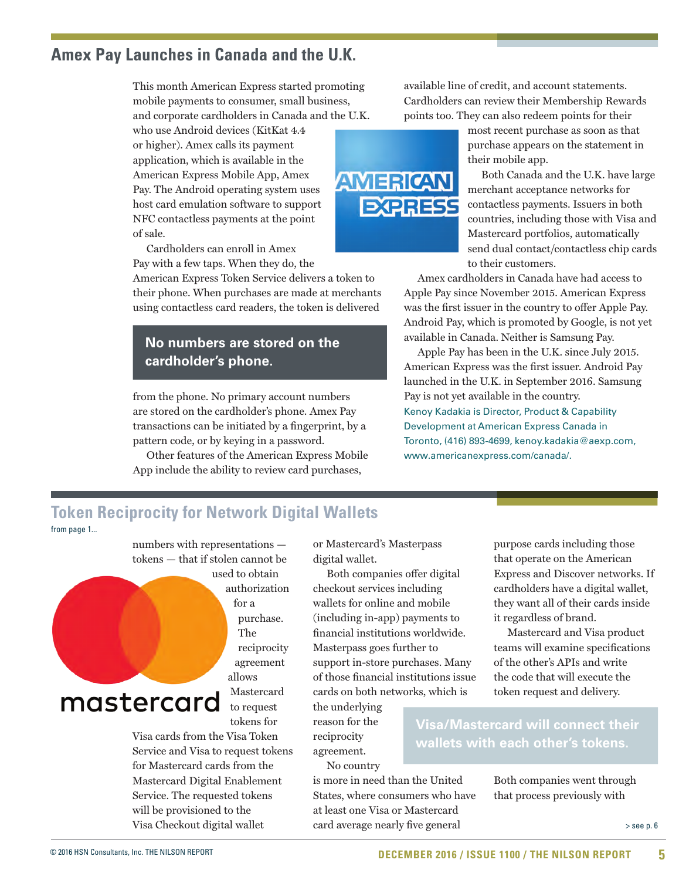## Amex Pay Launches in Canada and the U.K.

This month American Express started promoting mobile payments to consumer, small business, and corporate cardholders in Canada and the U.K. who use Android devices (KitKat 4.4 or higher). Amex calls its payment application, which is available in the American Express Mobile App, Amex Pay. The Android operating system uses host card emulation software to support NFC contactless payments at the point of sale.

Cardholders can enroll in Amex Pay with a few taps. When they do, the American Express Token Service delivers a token to their phone. When purchases are made at merchants using contactless card readers, the token is delivered from the phone. No primary account numbers are stored on the cardholder's phone. Amex Pay transactions can be initiated by a fingerprint, by a pattern code, or by keying in a password.

**No numbers are stored on the cardholder's phone.**

Other features of the American Express Mobile App include the ability to review card purchases, available line of credit, and account statements. Cardholders can review their Membership Rewards points too. They can also redeem points for their most recent purchase as soon as that purchase appears on the statement in their mobile app.

Both Canada and the U.K. have large merchant acceptance networks for contactless payments. Issuers in both countries, including those with Visa and Mastercard portfolios, automatically send dual contact/contactless chip cards to their customers.

Amex cardholders in Canada have had access to Apple Pay since November 2015. American Express was the first issuer in the country to offer Apple Pay. Android Pay, which is promoted by Google, is not yet available in Canada. Neither is Samsung Pay.

Apple Pay has been in the U.K. since July 2015. American Express was the first issuer. Android Pay launched in the U.K. in September 2016. Samsung Pay is not yet available in the country.

Kenoy Kadakia is Director, Product & Capability Development at American Express Canada in Toronto, (416) 893-4699, kenoy.kadakia@aexp.com, www.americanexpress.com/canada/.

## Token Reciprocity for Network Digital Wallets

from page 1...

numbers with representations — tokens — that if stolen cannot be used to obtain authorization for a purchase. The reciprocity agreement allows Mastercard to request tokens for Visa cards from the Visa Token Service and Visa to request tokens for Mastercard cards from the Mastercard Digital Enablement Service. The requested tokens will be provisioned to the Visa Checkout digital wallet or Mastercard's Masterpass digital wallet.

Both companies offer digital checkout services including wallets for online and mobile (including in-app) payments to financial institutions worldwide. Masterpass goes further to support in-store purchases. Many of those financial institutions issue cards on both networks, which is the underlying reason for the reciprocity agreement.

No country is more in need than the United States, where consumers who have at least one Visa or Mastercard card average nearly five general purpose cards including those that operate on the American Express and Discover networks. If cardholders have a digital wallet, they want all of their cards inside it regardless of brand.

**Visa/Mastercard will connect their wallets with each other's tokens.**

Mastercard and Visa product teams will examine specifications of the other's APIs and write the code that will execute the token request and delivery.

Both companies went through that process previously with

> see p. 6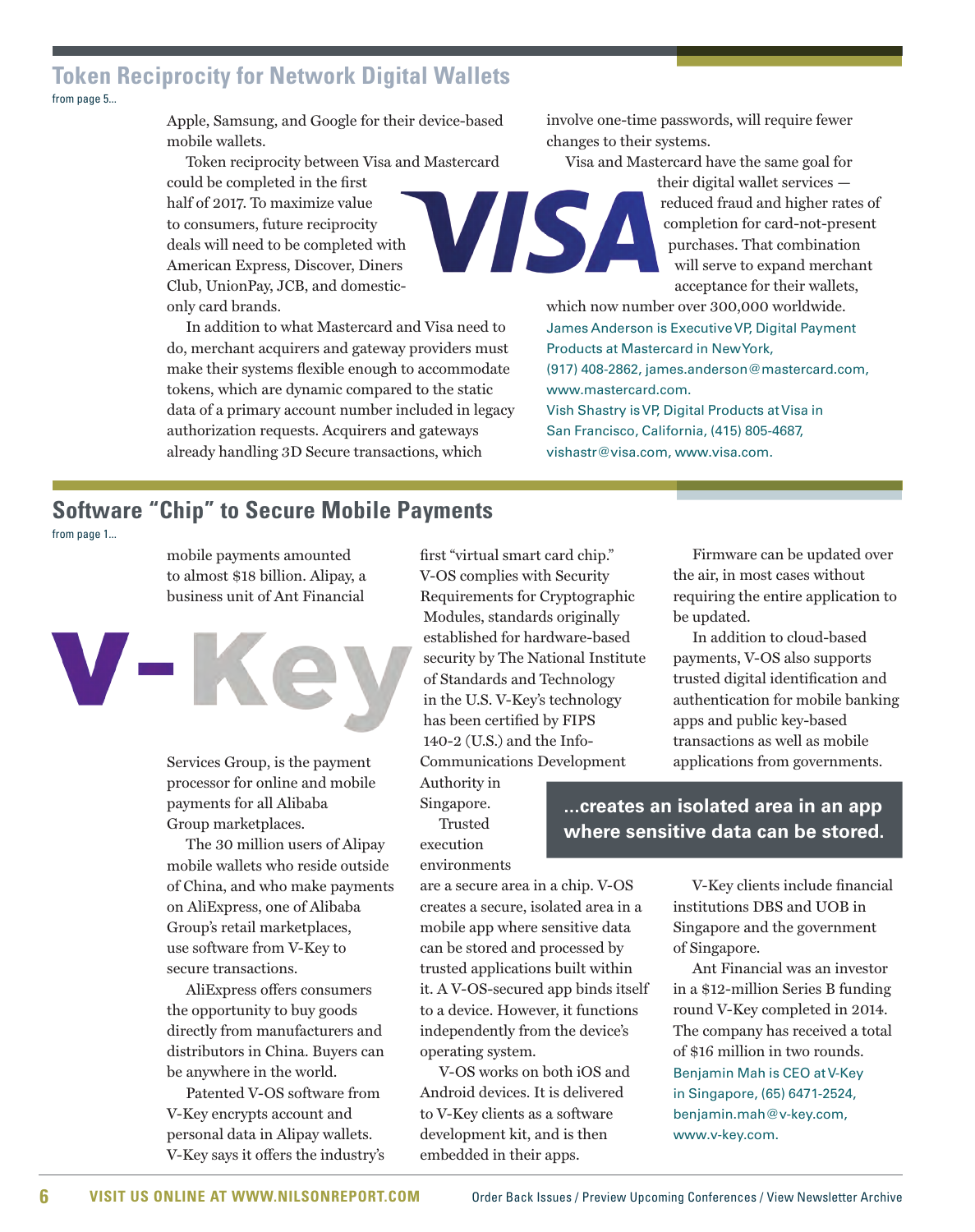## Token Reciprocity for Network Digital Wallets

from page 5...

Apple, Samsung, and Google for their device-based mobile wallets.

Token reciprocity between Visa and Mastercard could be completed in the first half of 2017. To maximize value to consumers, future reciprocity deals will need to be completed with American Express, Discover, Diners Club, UnionPay, JCB, and domestic-only card brands.

In addition to what Mastercard and Visa need to do, merchant acquirers and gateway providers must make their systems flexible enough to accommodate tokens, which are dynamic compared to the static data of a primary account number included in legacy authorization requests. Acquirers and gateways already handling 3D Secure transactions, which involve one-time passwords, will require fewer changes to their systems.

Visa and Mastercard have the same goal for their digital wallet services — reduced fraud and higher rates of completion for card-not-present purchases. That combination will serve to expand merchant acceptance for their wallets, which now number over 300,000 worldwide.

James Anderson is Executive VP, Digital Payment Products at Mastercard in New York, (917) 408-2862, james.anderson@mastercard.com, www.mastercard.com.

Vish Shastry is VP, Digital Products at Visa in San Francisco, California, (415) 805-4687, vishastr@visa.com, www.visa.com.

## Software "Chip" to Secure Mobile Payments

from page 1...

mobile payments amounted to almost $18 billion. Alipay, a business unit of Ant Financial Services Group, is the payment processor for online and mobile payments for all Alibaba Group marketplaces.

The 30 million users of Alipay mobile wallets who reside outside of China, and who make payments on AliExpress, one of Alibaba Group's retail marketplaces, use software from V-Key to secure transactions.

AliExpress offers consumers the opportunity to buy goods directly from manufacturers and distributors in China. Buyers can be anywhere in the world.

Patented V-OS software from V-Key encrypts account and personal data in Alipay wallets. V-Key says it offers the industry's first "virtual smart card chip." V-OS complies with Security Requirements for Cryptographic Modules, standards originally established for hardware-based security by The National Institute of Standards and Technology in the U.S. V-Key's technology has been certified by FIPS 140-2 (U.S.) and the Info-Communications Development Authority in Singapore.

Trusted execution environments are a secure area in a chip. V-OS creates a secure, isolated area in a mobile app where sensitive data can be stored and processed by trusted applications built within it. A V-OS-secured app binds itself to a device. However, it functions independently from the device's operating system.

V-OS works on both iOS and Android devices. It is delivered to V-Key clients as a software development kit, and is then embedded in their apps.

Firmware can be updated over the air, in most cases without requiring the entire application to be updated.

In addition to cloud-based payments, V-OS also supports trusted digital identification and authentication for mobile banking apps and public key-based transactions as well as mobile applications from governments.

**...creates an isolated area in an app where sensitive data can be stored.**

V-Key clients include financial institutions DBS and UOB in Singapore and the government of Singapore.

Ant Financial was an investor in a $12-million Series B funding round V-Key completed in 2014. The company has received a total of $16 million in two rounds.

Benjamin Mah is CEO at V-Key in Singapore, (65) 6471-2524, benjamin.mah@v-key.com, www.v-key.com.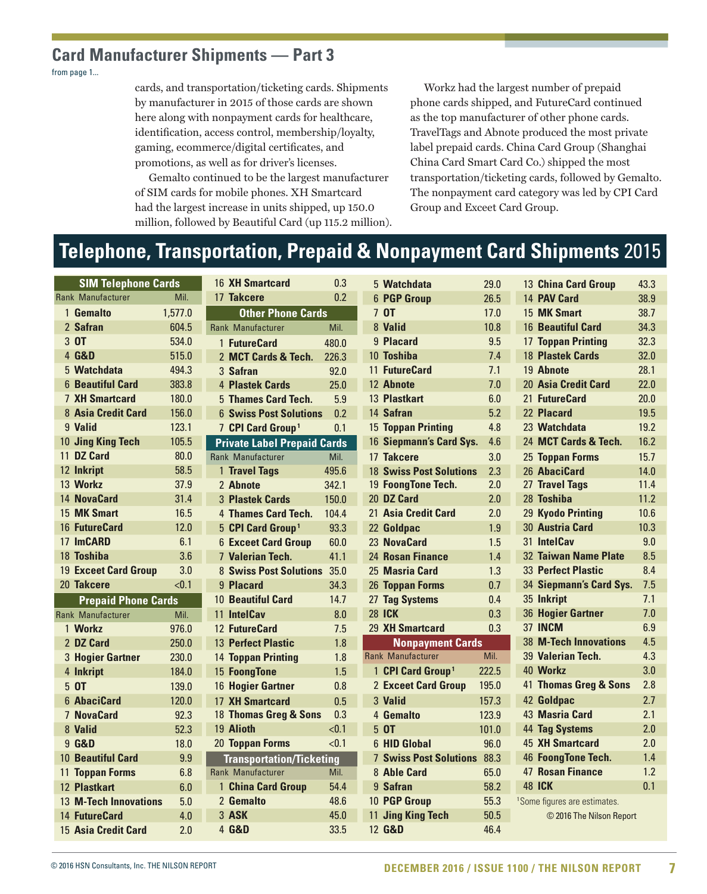## Card Manufacturer Shipments — Part 3

from page 1...

cards, and transportation/ticketing cards. Shipments by manufacturer in 2015 of those cards are shown here along with nonpayment cards for healthcare, identification, access control, membership/loyalty, gaming, ecommerce/digital certificates, and promotions, as well as for driver's licenses.

Gemalto continued to be the largest manufacturer of SIM cards for mobile phones. XH Smartcard had the largest increase in units shipped, up 150.0 million, followed by Beautiful Card (up 115.2 million).

Workz had the largest number of prepaid phone cards shipped, and FutureCard continued as the top manufacturer of other phone cards. TravelTags and Abnote produced the most private label prepaid cards. China Card Group (Shanghai China Card Smart Card Co.) shipped the most transportation/ticketing cards, followed by Gemalto. The nonpayment card category was led by CPI Card Group and Exceet Card Group.

# Telephone, Transportation, Prepaid & Nonpayment Card Shipments 2015

### SIM Telephone Cards

| Rank | Manufacturer | Mil. |
|---|---|---|
| 1 | Gemalto | 1,577.0 |
| 2 | Safran | 604.5 |
| 3 | OT | 534.0 |
| 4 | G&D | 515.0 |
| 5 | Watchdata | 494.3 |
| 6 | Beautiful Card | 383.8 |
| 7 | XH Smartcard | 180.0 |
| 8 | Asia Credit Card | 156.0 |
| 9 | Valid | 123.1 |
| 10 | Jing King Tech | 105.5 |
| 11 | DZ Card | 80.0 |
| 12 | Inkript | 58.5 |
| 13 | Workz | 37.9 |
| 14 | NovaCard | 31.4 |
| 15 | MK Smart | 16.5 |
| 16 | FutureCard | 12.0 |
| 17 | ImCARD | 6.1 |
| 18 | Toshiba | 3.6 |
| 19 | Exceet Card Group | 3.0 |
| 20 | Takcere | <0.1 |

### Prepaid Phone Cards

| Rank | Manufacturer | Mil. |
|---|---|---|
| 1 | Workz | 976.0 |
| 2 | DZ Card | 250.0 |
| 3 | Hogier Gartner | 230.0 |
| 4 | Inkript | 184.0 |
| 5 | OT | 139.0 |
| 6 | AbaciCard | 120.0 |
| 7 | NovaCard | 92.3 |
| 8 | Valid | 52.3 |
| 9 | G&D | 18.0 |
| 10 | Beautiful Card | 9.9 |
| 11 | Toppan Forms | 6.8 |
| 12 | Plastkart | 6.0 |
| 13 | M-Tech Innovations | 5.0 |
| 14 | FutureCard | 4.0 |
| 15 | Asia Credit Card | 2.0 |
| 16 | XH Smartcard | 0.3 |
| 17 | Takcere | 0.2 |

### Other Phone Cards

| Rank | Manufacturer | Mil. |
|---|---|---|
| 1 | FutureCard | 480.0 |
| 2 | MCT Cards & Tech. | 226.3 |
| 3 | Safran | 92.0 |
| 4 | Plastek Cards | 25.0 |
| 5 | Thames Card Tech. | 5.9 |
| 6 | Swiss Post Solutions | 0.2 |
| 7 | CPI Card Group[1] | 0.1 |

### Private Label Prepaid Cards

| Rank | Manufacturer | Mil. |
|---|---|---|
| 1 | Travel Tags | 495.6 |
| 2 | Abnote | 342.1 |
| 3 | Plastek Cards | 150.0 |
| 4 | Thames Card Tech. | 104.4 |
| 5 | CPI Card Group[1] | 93.3 |
| 6 | Exceet Card Group | 60.0 |
| 7 | Valerian Tech. | 41.1 |
| 8 | Swiss Post Solutions | 35.0 |
| 9 | Placard | 34.3 |
| 10 | Beautiful Card | 14.7 |
| 11 | IntelCav | 8.0 |
| 12 | FutureCard | 7.5 |
| 13 | Perfect Plastic | 1.8 |
| 14 | Toppan Printing | 1.8 |
| 15 | FoongTone | 1.5 |
| 16 | Hogier Gartner | 0.8 |
| 17 | XH Smartcard | 0.5 |
| 18 | Thomas Greg & Sons | 0.3 |
| 19 | Alioth | <0.1 |
| 20 | Toppan Forms | <0.1 |

### Transportation/Ticketing

| Rank | Manufacturer | Mil. |
|---|---|---|
| 1 | China Card Group | 54.4 |
| 2 | Gemalto | 48.6 |
| 3 | ASK | 45.0 |
| 4 | G&D | 33.5 |
| 5 | Watchdata | 29.0 |
| 6 | PGP Group | 26.5 |
| 7 | OT | 17.0 |
| 8 | Valid | 10.8 |
| 9 | Placard | 9.5 |
| 10 | Toshiba | 7.4 |
| 11 | FutureCard | 7.1 |
| 12 | Abnote | 7.0 |
| 13 | Plastkart | 6.0 |
| 14 | Safran | 5.2 |
| 15 | Toppan Printing | 4.8 |
| 16 | Siepmann's Card Sys. | 4.6 |
| 17 | Takcere | 3.0 |
| 18 | Swiss Post Solutions | 2.3 |
| 19 | FoongTone Tech. | 2.0 |
| 20 | DZ Card | 2.0 |
| 21 | Asia Credit Card | 2.0 |
| 22 | Goldpac | 1.9 |
| 23 | NovaCard | 1.5 |
| 24 | Rosan Finance | 1.4 |
| 25 | Masria Card | 1.3 |
| 26 | Toppan Forms | 0.7 |
| 27 | Tag Systems | 0.4 |
| 28 | ICK | 0.3 |
| 29 | XH Smartcard | 0.3 |

### Nonpayment Cards

| Rank | Manufacturer | Mil. |
|---|---|---|
| 1 | CPI Card Group[1] | 222.5 |
| 2 | Exceet Card Group | 195.0 |
| 3 | Valid | 157.3 |
| 4 | Gemalto | 123.9 |
| 5 | OT | 101.0 |
| 6 | HID Global | 96.0 |
| 7 | Swiss Post Solutions | 88.3 |
| 8 | Able Card | 65.0 |
| 9 | Safran | 58.2 |
| 10 | PGP Group | 55.3 |
| 11 | Jing King Tech | 50.5 |
| 12 | G&D | 46.4 |
| 13 | China Card Group | 43.3 |
| 14 | PAV Card | 38.9 |
| 15 | MK Smart | 38.7 |
| 16 | Beautiful Card | 34.3 |
| 17 | Toppan Printing | 32.3 |
| 18 | Plastek Cards | 32.0 |
| 19 | Abnote | 28.1 |
| 20 | Asia Credit Card | 22.0 |
| 21 | FutureCard | 20.0 |
| 22 | Placard | 19.5 |
| 23 | Watchdata | 19.2 |
| 24 | MCT Cards & Tech. | 16.2 |
| 25 | Toppan Forms | 15.7 |
| 26 | AbaciCard | 14.0 |
| 27 | Travel Tags | 11.4 |
| 28 | Toshiba | 11.2 |
| 29 | Kyodo Printing | 10.6 |
| 30 | Austria Card | 10.3 |
| 31 | IntelCav | 9.0 |
| 32 | Taiwan Name Plate | 8.5 |
| 33 | Perfect Plastic | 8.4 |
| 34 | Siepmann's Card Sys. | 7.5 |
| 35 | Inkript | 7.1 |
| 36 | Hogier Gartner | 7.0 |
| 37 | INCM | 6.9 |
| 38 | M-Tech Innovations | 4.5 |
| 39 | Valerian Tech. | 4.3 |
| 40 | Workz | 3.0 |
| 41 | Thomas Greg & Sons | 2.8 |
| 42 | Goldpac | 2.7 |
| 43 | Masria Card | 2.1 |
| 44 | Tag Systems | 2.0 |
| 45 | XH Smartcard | 2.0 |
| 46 | FoongTone Tech. | 1.4 |
| 47 | Rosan Finance | 1.2 |
| 48 | ICK | 0.1 |

[1]Some figures are estimates.

© 2016 The Nilson Report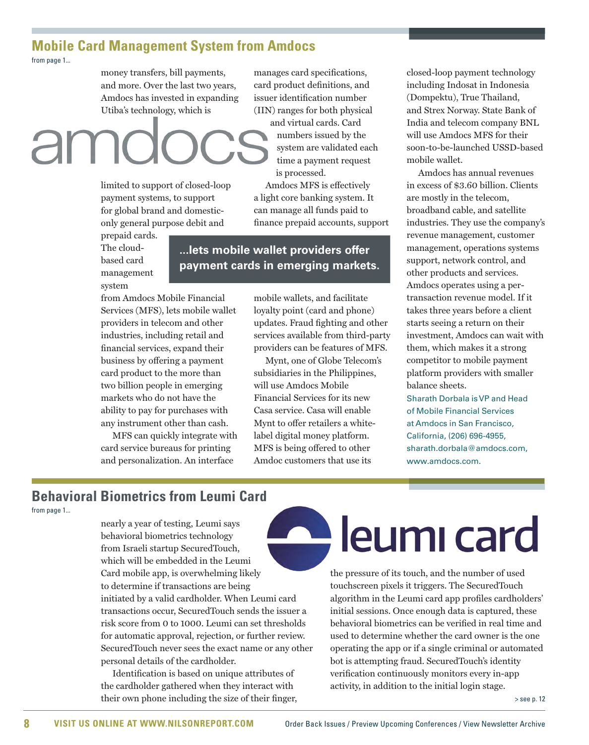## Mobile Card Management System from Amdocs

from page 1...

money transfers, bill payments, and more. Over the last two years, Amdocs has invested in expanding Utiba's technology, which is limited to support of closed-loop payment systems, to support for global brand and domestic-only general purpose debit and prepaid cards. The cloud-based card management system from Amdocs Mobile Financial Services (MFS), lets mobile wallet providers in telecom and other industries, including retail and financial services, expand their business by offering a payment card product to the more than two billion people in emerging markets who do not have the ability to pay for purchases with any instrument other than cash.

MFS can quickly integrate with card service bureaus for printing and personalization. An interface manages card specifications, card product definitions, and issuer identification number (IIN) ranges for both physical and virtual cards. Card numbers issued by the system are validated each time a payment request is processed.

Amdocs MFS is effectively a light core banking system. It can manage all funds paid to finance prepaid accounts, support mobile wallets, and facilitate loyalty point (card and phone) updates. Fraud fighting and other services available from third-party providers can be features of MFS.

**...lets mobile wallet providers offer payment cards in emerging markets.**

Mynt, one of Globe Telecom's subsidiaries in the Philippines, will use Amdocs Mobile Financial Services for its new Casa service. Casa will enable Mynt to offer retailers a white-label digital money platform. MFS is being offered to other Amdoc customers that use its closed-loop payment technology including Indosat in Indonesia (Dompektu), True Thailand, and Strex Norway. State Bank of India and telecom company BNL will use Amdocs MFS for their soon-to-be-launched USSD-based mobile wallet.

Amdocs has annual revenues in excess of $3.60 billion. Clients are mostly in the telecom, broadband cable, and satellite industries. They use the company's revenue management, customer management, operations systems support, network control, and other products and services. Amdocs operates using a per-transaction revenue model. If it takes three years before a client starts seeing a return on their investment, Amdocs can wait with them, which makes it a strong competitor to mobile payment platform providers with smaller balance sheets.

Sharath Dorbala is VP and Head of Mobile Financial Services at Amdocs in San Francisco, California, (206) 696-4955, sharath.dorbala@amdocs.com, www.amdocs.com.

## Behavioral Biometrics from Leumi Card

from page 1...

nearly a year of testing, Leumi says behavioral biometrics technology from Israeli startup SecuredTouch, which will be embedded in the Leumi Card mobile app, is overwhelming likely to determine if transactions are being initiated by a valid cardholder. When Leumi card transactions occur, SecuredTouch sends the issuer a risk score from 0 to 1000. Leumi can set thresholds for automatic approval, rejection, or further review. SecuredTouch never sees the exact name or any other personal details of the cardholder.

Identification is based on unique attributes of the cardholder gathered when they interact with their own phone including the size of their finger, the pressure of its touch, and the number of used touchscreen pixels it triggers. The SecuredTouch algorithm in the Leumi card app profiles cardholders' initial sessions. Once enough data is captured, these behavioral biometrics can be verified in real time and used to determine whether the card owner is the one operating the app or if a single criminal or automated bot is attempting fraud. SecuredTouch's identity verification continuously monitors every in-app activity, in addition to the initial login stage.

> see p. 12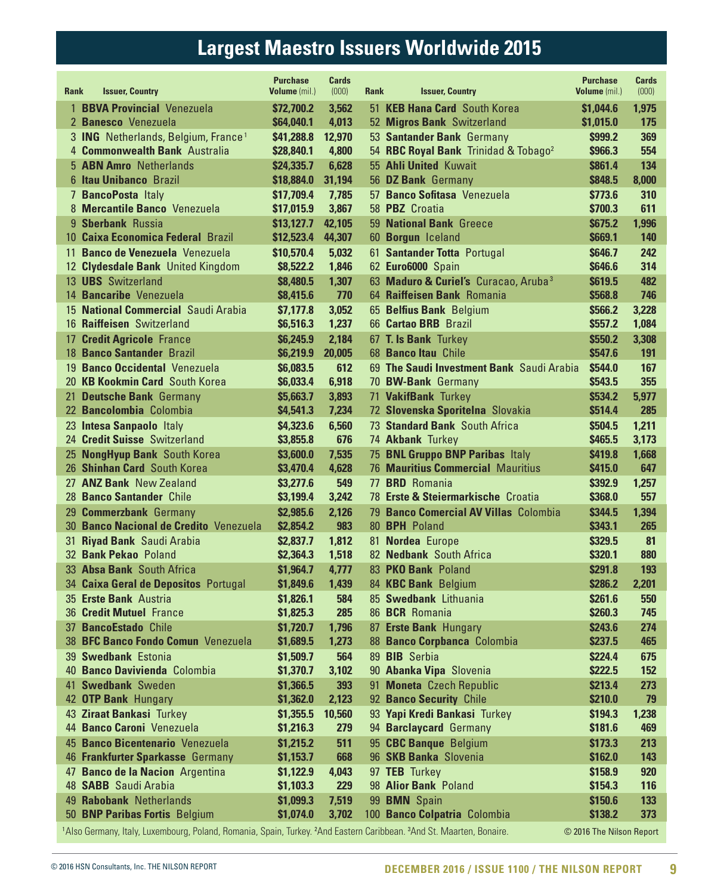# Largest Maestro Issuers Worldwide 2015

| Rank | Issuer, Country | Purchase Volume (mil.) | Cards (000) |
|---|---|---|---|
| 1 | **BBVA Provincial** Venezuela | $72,700.2 | 3,562 |
| 2 | **Banesco** Venezuela | $64,040.1 | 4,013 |
| 3 | **ING** Netherlands, Belgium, France[1] | $41,288.8 | 12,970 |
| 4 | **Commonwealth Bank** Australia | $28,840.1 | 4,800 |
| 5 | **ABN Amro** Netherlands | $24,335.7 | 6,628 |
| 6 | **Itau Unibanco** Brazil | $18,884.0 | 31,194 |
| 7 | **BancoPosta** Italy | $17,709.4 | 7,785 |
| 8 | **Mercantile Banco** Venezuela | $17,015.9 | 3,867 |
| 9 | **Sberbank** Russia | $13,127.7 | 42,105 |
| 10 | **Caixa Economica Federal** Brazil | $12,523.4 | 44,307 |
| 11 | **Banco de Venezuela** Venezuela | $10,570.4 | 5,032 |
| 12 | **Clydesdale Bank** United Kingdom | $8,522.2 | 1,846 |
| 13 | **UBS** Switzerland | $8,480.5 | 1,307 |
| 14 | **Bancaribe** Venezuela | $8,415.6 | 770 |
| 15 | **National Commercial** Saudi Arabia | $7,177.8 | 3,052 |
| 16 | **Raiffeisen** Switzerland | $6,516.3 | 1,237 |
| 17 | **Credit Agricole** France | $6,245.9 | 2,184 |
| 18 | **Banco Santander** Brazil | $6,219.9 | 20,005 |
| 19 | **Banco Occidental** Venezuela | $6,083.5 | 612 |
| 20 | **KB Kookmin Card** South Korea | $6,033.4 | 6,918 |
| 21 | **Deutsche Bank** Germany | $5,663.7 | 3,893 |
| 22 | **Bancolombia** Colombia | $4,541.3 | 7,234 |
| 23 | **Intesa Sanpaolo** Italy | $4,323.6 | 6,560 |
| 24 | **Credit Suisse** Switzerland | $3,855.8 | 676 |
| 25 | **NongHyup Bank** South Korea | $3,600.0 | 7,535 |
| 26 | **Shinhan Card** South Korea | $3,470.4 | 4,628 |
| 27 | **ANZ Bank** New Zealand | $3,277.6 | 549 |
| 28 | **Banco Santander** Chile | $3,199.4 | 3,242 |
| 29 | **Commerzbank** Germany | $2,985.6 | 2,126 |
| 30 | **Banco Nacional de Credito** Venezuela | $2,854.2 | 983 |
| 31 | **Riyad Bank** Saudi Arabia | $2,837.7 | 1,812 |
| 32 | **Bank Pekao** Poland | $2,364.3 | 1,518 |
| 33 | **Absa Bank** South Africa | $1,964.7 | 4,777 |
| 34 | **Caixa Geral de Depositos** Portugal | $1,849.6 | 1,439 |
| 35 | **Erste Bank** Austria | $1,826.1 | 584 |
| 36 | **Credit Mutuel** France | $1,825.3 | 285 |
| 37 | **BancoEstado** Chile | $1,720.7 | 1,796 |
| 38 | **BFC Banco Fondo Comun** Venezuela | $1,689.5 | 1,273 |
| 39 | **Swedbank** Estonia | $1,509.7 | 564 |
| 40 | **Banco Davivienda** Colombia | $1,370.7 | 3,102 |
| 41 | **Swedbank** Sweden | $1,366.5 | 393 |
| 42 | **OTP Bank** Hungary | $1,362.0 | 2,123 |
| 43 | **Ziraat Bankasi** Turkey | $1,355.5 | 10,560 |
| 44 | **Banco Caroni** Venezuela | $1,216.3 | 279 |
| 45 | **Banco Bicentenario** Venezuela | $1,215.2 | 511 |
| 46 | **Frankfurter Sparkasse** Germany | $1,153.7 | 668 |
| 47 | **Banco de la Nacion** Argentina | $1,122.9 | 4,043 |
| 48 | **SABB** Saudi Arabia | $1,103.3 | 229 |
| 49 | **Rabobank** Netherlands | $1,099.3 | 7,519 |
| 50 | **BNP Paribas Fortis** Belgium | $1,074.0 | 3,702 |
| 51 | **KEB Hana Card** South Korea | $1,044.6 | 1,975 |
| 52 | **Migros Bank** Switzerland | $1,015.0 | 175 |
| 53 | **Santander Bank** Germany | $999.2 | 369 |
| 54 | **RBC Royal Bank** Trinidad & Tobago[2] | $966.3 | 554 |
| 55 | **Ahli United** Kuwait | $861.4 | 134 |
| 56 | **DZ Bank** Germany | $848.5 | 8,000 |
| 57 | **Banco Sofitasa** Venezuela | $773.6 | 310 |
| 58 | **PBZ** Croatia | $700.3 | 611 |
| 59 | **National Bank** Greece | $675.2 | 1,996 |
| 60 | **Borgun** Iceland | $669.1 | 140 |
| 61 | **Santander Totta** Portugal | $646.7 | 242 |
| 62 | **Euro6000** Spain | $646.6 | 314 |
| 63 | **Maduro & Curiel's** Curacao, Aruba[3] | $619.5 | 482 |
| 64 | **Raiffeisen Bank** Romania | $568.8 | 746 |
| 65 | **Belfius Bank** Belgium | $566.2 | 3,228 |
| 66 | **Cartao BRB** Brazil | $557.2 | 1,084 |
| 67 | **T. Is Bank** Turkey | $550.2 | 3,308 |
| 68 | **Banco Itau** Chile | $547.6 | 191 |
| 69 | **The Saudi Investment Bank** Saudi Arabia | $544.0 | 167 |
| 70 | **BW-Bank** Germany | $543.5 | 355 |
| 71 | **VakifBank** Turkey | $534.2 | 5,977 |
| 72 | **Slovenska Sporitelna** Slovakia | $514.4 | 285 |
| 73 | **Standard Bank** South Africa | $504.5 | 1,211 |
| 74 | **Akbank** Turkey | $465.5 | 3,173 |
| 75 | **BNL Gruppo BNP Paribas** Italy | $419.8 | 1,668 |
| 76 | **Mauritius Commercial** Mauritius | $415.0 | 647 |
| 77 | **BRD** Romania | $392.9 | 1,257 |
| 78 | **Erste & Steiermarkische** Croatia | $368.0 | 557 |
| 79 | **Banco Comercial AV Villas** Colombia | $344.5 | 1,394 |
| 80 | **BPH** Poland | $343.1 | 265 |
| 81 | **Nordea** Europe | $329.5 | 81 |
| 82 | **Nedbank** South Africa | $320.1 | 880 |
| 83 | **PKO Bank** Poland | $291.8 | 193 |
| 84 | **KBC Bank** Belgium | $286.2 | 2,201 |
| 85 | **Swedbank** Lithuania | $261.6 | 550 |
| 86 | **BCR** Romania | $260.3 | 745 |
| 87 | **Erste Bank** Hungary | $243.6 | 274 |
| 88 | **Banco Corpbanca** Colombia | $237.5 | 465 |
| 89 | **BIB** Serbia | $224.4 | 675 |
| 90 | **Abanka Vipa** Slovenia | $222.5 | 152 |
| 91 | **Moneta** Czech Republic | $213.4 | 273 |
| 92 | **Banco Security** Chile | $210.0 | 79 |
| 93 | **Yapi Kredi Bankasi** Turkey | $194.3 | 1,238 |
| 94 | **Barclaycard** Germany | $181.6 | 469 |
| 95 | **CBC Banque** Belgium | $173.3 | 213 |
| 96 | **SKB Banka** Slovenia | $162.0 | 143 |
| 97 | **TEB** Turkey | $158.9 | 920 |
| 98 | **Alior Bank** Poland | $154.3 | 116 |
| 99 | **BMN** Spain | $150.6 | 133 |
| 100 | **Banco Colpatria** Colombia | $138.2 | 373 |

[1]Also Germany, Italy, Luxembourg, Poland, Romania, Spain, Turkey. [2]And Eastern Caribbean. [3]And St. Maarten, Bonaire.

© 2016 The Nilson Report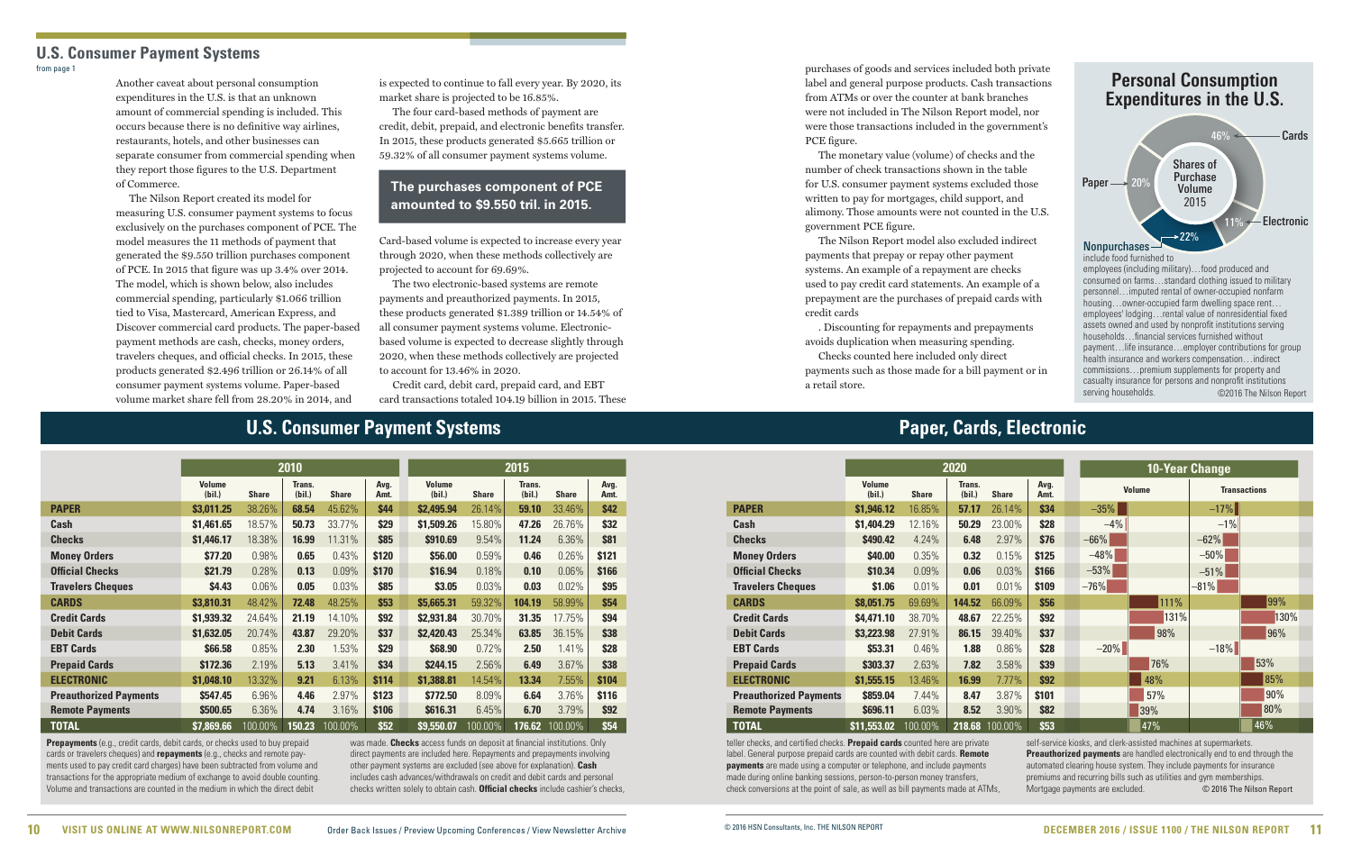## U.S. Consumer Payment Systems

from page 1

Another caveat about personal consumption expenditures in the U.S. is that an unknown amount of commercial spending is included. This occurs because there is no definitive way airlines, restaurants, hotels, and other businesses can separate consumer from commercial spending when they report those figures to the U.S. Department of Commerce.

The Nilson Report created its model for measuring U.S. consumer payment systems to focus exclusively on the purchases component of PCE. The model measures the 11 methods of payment that generated the $9.550 trillion purchases component of PCE. In 2015 that figure was up 3.4% over 2014. The model, which is shown below, also includes commercial spending, particularly $1.066 trillion tied to Visa, Mastercard, American Express, and Discover commercial card products. The paper-based payment methods are cash, checks, money orders, travelers cheques, and official checks. In 2015, these products generated $2.496 trillion or 26.14% of all consumer payment systems volume. Paper-based volume market share fell from 28.20% in 2014, and is expected to continue to fall every year. By 2020, its market share is projected to be 16.85%.

The four card-based methods of payment are credit, debit, prepaid, and electronic benefits transfer. In 2015, these products generated $5.665 trillion or 59.32% of all consumer payment systems volume.

**The purchases component of PCE amounted to $9.550 tril. in 2015.**

Card-based volume is expected to increase every year through 2020, when these methods collectively are projected to account for 69.69%.

The two electronic-based systems are remote payments and preauthorized payments. In 2015, these products generated $1.389 trillion or 14.54% of all consumer payment systems volume. Electronic-based volume is expected to decrease slightly through 2020, when these methods collectively are projected to account for 13.46% in 2020.

Credit card, debit card, prepaid card, and EBT card transactions totaled 104.19 billion in 2015. These purchases of goods and services included both private label and general purpose products. Cash transactions from ATMs or over the counter at bank branches were not included in The Nilson Report model, nor were those transactions included in the government's PCE figure.

The monetary value (volume) of checks and the number of check transactions shown in the table for U.S. consumer payment systems excluded those written to pay for mortgages, child support, and alimony. Those amounts were not counted in the U.S. government PCE figure.

The Nilson Report model also excluded indirect payments that prepay or repay other payment systems. An example of a repayment are checks used to pay credit card statements. An example of a prepayment are the purchases of prepaid cards with credit cards

. Discounting for repayments and prepayments avoids duplication when measuring spending.

Checks counted here included only direct payments such as those made for a bill payment or in a retail store.

### Personal Consumption Expenditures in the U.S.

Shares of Purchase Volume 2015

- Cards: 46%
- Paper: 20%
- Electronic: 11%
- Nonpurchases: 22%

**Nonpurchases** include food furnished to employees (including military)…food produced and consumed on farms…standard clothing issued to military personnel…imputed rental of owner-occupied nonfarm housing…owner-occupied farm dwelling space rent…employees' lodging…rental value of nonresidential fixed assets owned and used by nonprofit institutions serving households…financial services furnished without payment…life insurance…employer contributions for group health insurance and workers compensation…indirect commissions…premium supplements for property and casualty insurance for persons and nonprofit institutions serving households. ©2016 The Nilson Report

## U.S. Consumer Payment Systems — Paper, Cards, Electronic

| | 2010 | | | | | 2015 | | | | |
|---|---|---|---|---|---|---|---|---|---|---|
| | Volume (bil.) | Share | Trans. (bil.) | Share | Avg. Amt. | Volume (bil.) | Share | Trans. (bil.) | Share | Avg. Amt. |
| **PAPER** | **$3,011.25** | 38.26% | **68.54** | 45.62% | **$44** | **$2,495.94** | 26.14% | **59.10** | 33.46% | **$42** |
| Cash | $1,461.65 | 18.57% | 50.73 | 33.77% | $29 | $1,509.26 | 15.80% | 47.26 | 26.76% | $32 |
| Checks | $1,446.17 | 18.38% | 16.99 | 11.31% | $85 | $910.69 | 9.54% | 11.24 | 6.36% | $81 |
| Money Orders | $77.20 | 0.98% | 0.65 | 0.43% | $120 | $56.00 | 0.59% | 0.46 | 0.26% | $121 |
| Official Checks | $21.79 | 0.28% | 0.13 | 0.09% | $170 | $16.94 | 0.18% | 0.10 | 0.06% | $166 |
| Travelers Cheques | $4.43 | 0.06% | 0.05 | 0.03% | $85 | $3.05 | 0.03% | 0.03 | 0.02% | $95 |
| **CARDS** | **$3,810.31** | 48.42% | **72.48** | 48.25% | **$53** | **$5,665.31** | 59.32% | **104.19** | 58.99% | **$54** |
| Credit Cards | $1,939.32 | 24.64% | 21.19 | 14.10% | $92 | $2,931.84 | 30.70% | 31.35 | 17.75% | $94 |
| Debit Cards | $1,632.05 | 20.74% | 43.87 | 29.20% | $37 | $2,420.43 | 25.34% | 63.85 | 36.15% | $38 |
| EBT Cards | $66.58 | 0.85% | 2.30 | 1.53% | $29 | $68.90 | 0.72% | 2.50 | 1.41% | $28 |
| Prepaid Cards | $172.36 | 2.19% | 5.13 | 3.41% | $34 | $244.15 | 2.56% | 6.49 | 3.67% | $38 |
| **ELECTRONIC** | **$1,048.10** | 13.32% | **9.21** | 6.13% | **$114** | **$1,388.81** | 14.54% | **13.34** | 7.55% | **$104** |
| Preauthorized Payments | $547.45 | 6.96% | 4.46 | 2.97% | $123 | $772.50 | 8.09% | 6.64 | 3.76% | $116 |
| Remote Payments | $500.65 | 6.36% | 4.74 | 3.16% | $106 | $616.31 | 6.45% | 6.70 | 3.79% | $92 |
| **TOTAL** | **$7,869.66** | 100.00% | **150.23** | 100.00% | **$52** | **$9,550.07** | 100.00% | **176.62** | 100.00% | **$54** |

| | 2020 | | | | | 10-Year Change | |
|---|---|---|---|---|---|---|---|
| | Volume (bil.) | Share | Trans. (bil.) | Share | Avg. Amt. | Volume | Transactions |
| **PAPER** | **$1,946.12** | 16.85% | **57.17** | 26.14% | **$34** | –35% | –17% |
| Cash | $1,404.29 | 12.16% | 50.29 | 23.00% | $28 | –4% | –1% |
| Checks | $490.42 | 4.24% | 6.48 | 2.97% | $76 | –66% | –62% |
| Money Orders | $40.00 | 0.35% | 0.32 | 0.15% | $125 | –48% | –50% |
| Official Checks | $10.34 | 0.09% | 0.06 | 0.03% | $166 | –53% | –51% |
| Travelers Cheques | $1.06 | 0.01% | 0.01 | 0.01% | $109 | –76% | –81% |
| **CARDS** | **$8,051.75** | 69.69% | **144.52** | 66.09% | **$56** | 111% | 99% |
| Credit Cards | $4,471.10 | 38.70% | 48.67 | 22.25% | $92 | 131% | 130% |
| Debit Cards | $3,223.98 | 27.91% | 86.15 | 39.40% | $37 | 98% | 96% |
| EBT Cards | $53.31 | 0.46% | 1.88 | 0.86% | $28 | –20% | –18% |
| Prepaid Cards | $303.37 | 2.63% | 7.82 | 3.58% | $39 | 76% | 53% |
| **ELECTRONIC** | **$1,555.15** | 13.46% | **16.99** | 7.77% | **$92** | 48% | 85% |
| Preauthorized Payments | $859.04 | 7.44% | 8.47 | 3.87% | $101 | 57% | 90% |
| Remote Payments | $696.11 | 6.03% | 8.52 | 3.90% | $82 | 39% | 80% |
| **TOTAL** | **$11,553.02** | 100.00% | **218.68** | 100.00% | **$53** | 47% | 46% |

**Prepayments** (e.g., credit cards, debit cards, or checks used to buy prepaid cards or travelers cheques) and **repayments** (e.g., checks and remote payments used to pay credit card charges) have been subtracted from volume and transactions for the appropriate medium of exchange to avoid double counting. Volume and transactions are counted in the medium in which the direct debit was made. **Checks** access funds on deposit at financial institutions. Only direct payments are included here. Repayments and prepayments involving other payment systems are excluded (see above for explanation). **Cash** includes cash advances/withdrawals on credit and debit cards and personal checks written solely to obtain cash. **Official checks** include cashier's checks, teller checks, and certified checks. **Prepaid cards** counted here are private label. General purpose prepaid cards are counted with debit cards. **Remote payments** are made using a computer or telephone, and include payments made during online banking sessions, person-to-person money transfers, check conversions at the point of sale, as well as bill payments made at ATMs, self-service kiosks, and clerk-assisted machines at supermarkets. **Preauthorized payments** are handled electronically end to end through the automated clearing house system. They include payments for insurance premiums and recurring bills such as utilities and gym memberships. Mortgage payments are excluded. © 2016 The Nilson Report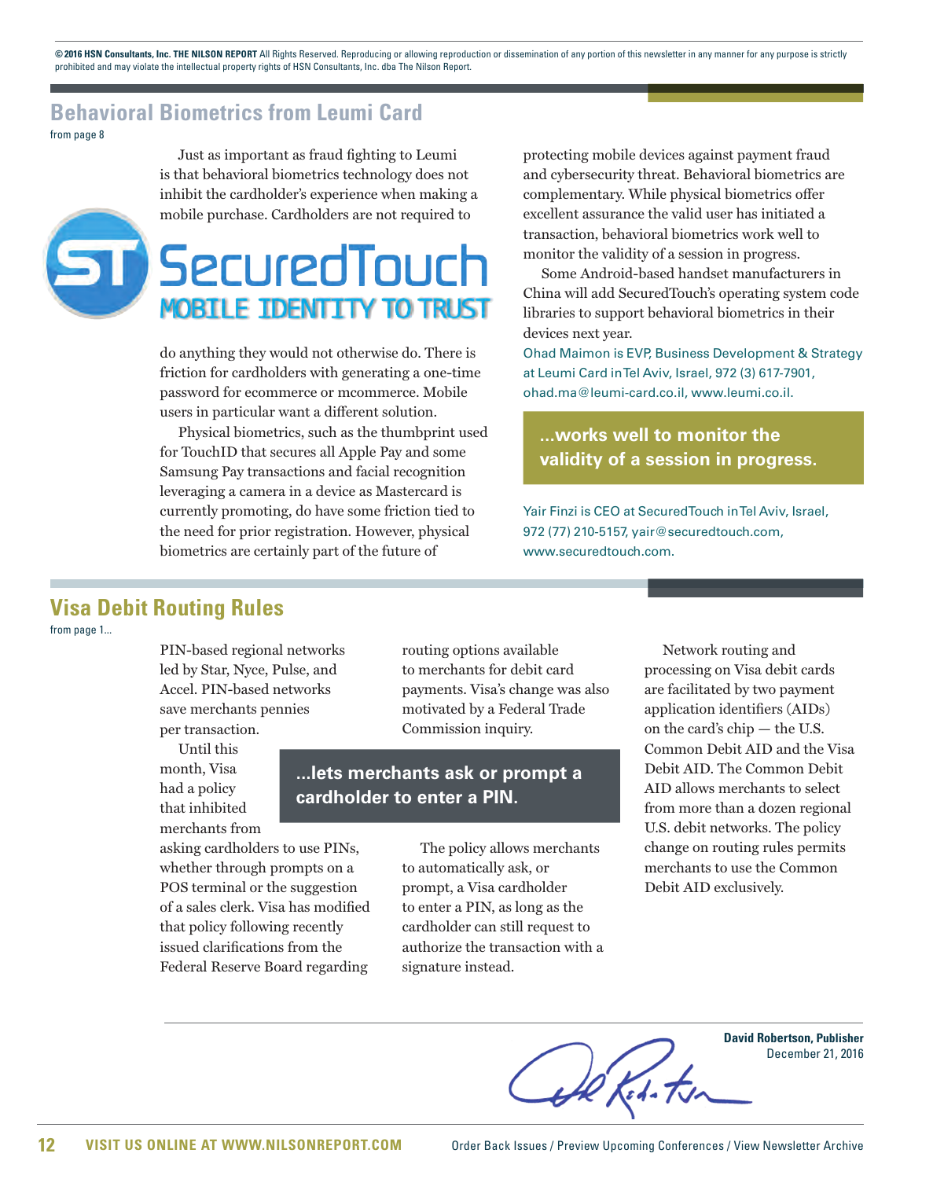© 2016 HSN Consultants, Inc. THE NILSON REPORT All Rights Reserved. Reproducing or allowing reproduction or dissemination of any portion of this newsletter in any manner for any purpose is strictly prohibited and may violate the intellectual property rights of HSN Consultants, Inc. dba The Nilson Report.

## Behavioral Biometrics from Leumi Card

from page 8

Just as important as fraud fighting to Leumi is that behavioral biometrics technology does not inhibit the cardholder's experience when making a mobile purchase. Cardholders are not required to do anything they would not otherwise do. There is friction for cardholders with generating a one-time password for ecommerce or mcommerce. Mobile users in particular want a different solution.

Physical biometrics, such as the thumbprint used for TouchID that secures all Apple Pay and some Samsung Pay transactions and facial recognition leveraging a camera in a device as Mastercard is currently promoting, do have some friction tied to the need for prior registration. However, physical biometrics are certainly part of the future of protecting mobile devices against payment fraud and cybersecurity threat. Behavioral biometrics are complementary. While physical biometrics offer excellent assurance the valid user has initiated a transaction, behavioral biometrics work well to monitor the validity of a session in progress.

Some Android-based handset manufacturers in China will add SecuredTouch's operating system code libraries to support behavioral biometrics in their devices next year.

Ohad Maimon is EVP, Business Development & Strategy at Leumi Card in Tel Aviv, Israel, 972 (3) 617-7901, ohad.ma@leumi-card.co.il, www.leumi.co.il.

**...works well to monitor the validity of a session in progress.**

Yair Finzi is CEO at SecuredTouch in Tel Aviv, Israel, 972 (77) 210-5157, yair@securedtouch.com, www.securedtouch.com.

## Visa Debit Routing Rules

from page 1...

PIN-based regional networks led by Star, Nyce, Pulse, and Accel. PIN-based networks save merchants pennies per transaction.

Until this month, Visa had a policy that inhibited merchants from asking cardholders to use PINs, whether through prompts on a POS terminal or the suggestion of a sales clerk. Visa has modified that policy following recently issued clarifications from the Federal Reserve Board regarding routing options available to merchants for debit card payments. Visa's change was also motivated by a Federal Trade Commission inquiry.

**...lets merchants ask or prompt a cardholder to enter a PIN.**

The policy allows merchants to automatically ask, or prompt, a Visa cardholder to enter a PIN, as long as the cardholder can still request to authorize the transaction with a signature instead.

Network routing and processing on Visa debit cards are facilitated by two payment application identifiers (AIDs) on the card's chip — the U.S. Common Debit AID and the Visa Debit AID. The Common Debit AID allows merchants to select from more than a dozen regional U.S. debit networks. The policy change on routing rules permits merchants to use the Common Debit AID exclusively.

**David Robertson, Publisher**
December 21, 2016

VISIT US ONLINE AT WWW.NILSONREPORT.COM

Order Back Issues / Preview Upcoming Conferences / View Newsletter Archive